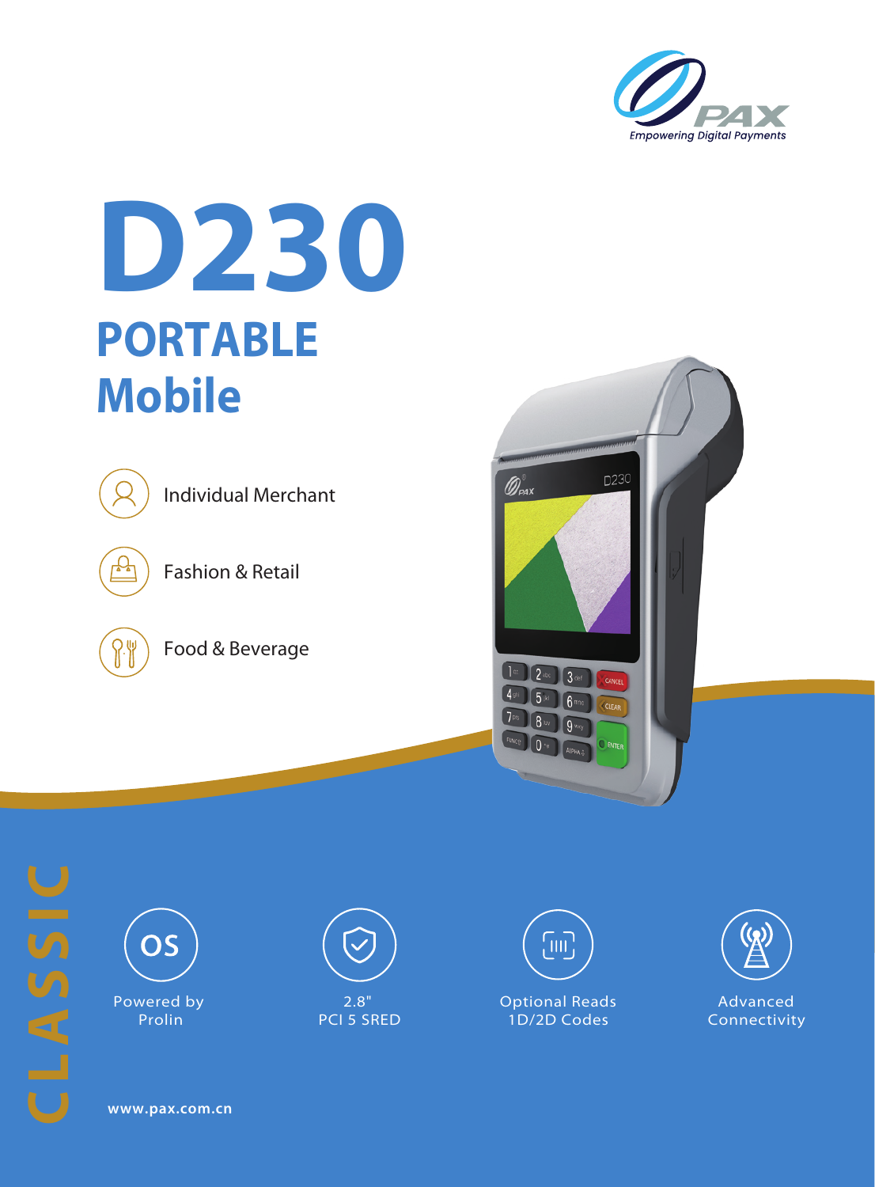PAX

*Empowering Digital Payments*

# D230

## PORTABLE Mobile

- Individual Merchant
- Fashion & Retail
- Food & Beverage

CLASSIC

- Powered by Prolin
- 2.8" PCI 5 SRED
- Optional Reads 1D/2D Codes
- Advanced Connectivity

www.pax.com.cn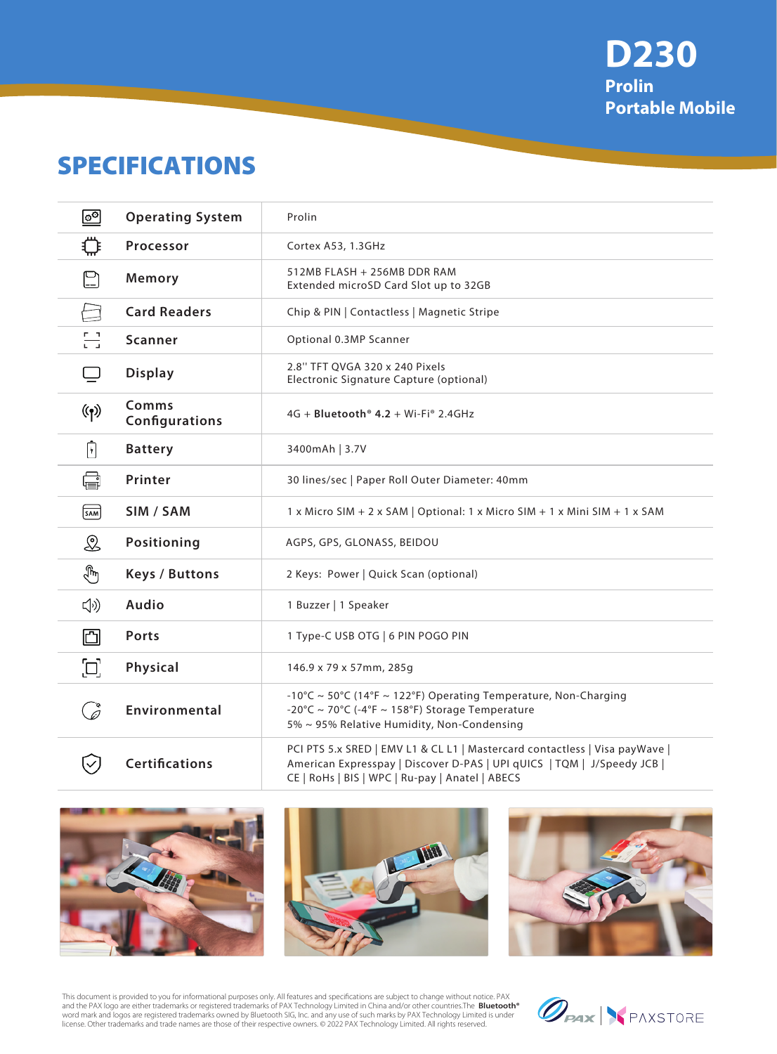# D230

## Prolin
## Portable Mobile

# SPECIFICATIONS

| | |
|---|---|
| **Operating System** | Prolin |
| **Processor** | Cortex A53, 1.3GHz |
| **Memory** | 512MB FLASH + 256MB DDR RAM<br>Extended microSD Card Slot up to 32GB |
| **Card Readers** | Chip & PIN \| Contactless \| Magnetic Stripe |
| **Scanner** | Optional 0.3MP Scanner |
| **Display** | 2.8'' TFT QVGA 320 x 240 Pixels<br>Electronic Signature Capture (optional) |
| **Comms Configurations** | 4G + **Bluetooth® 4.2** + Wi-Fi® 2.4GHz |
| **Battery** | 3400mAh \| 3.7V |
| **Printer** | 30 lines/sec \| Paper Roll Outer Diameter: 40mm |
| **SIM / SAM** | 1 x Micro SIM + 2 x SAM \| Optional: 1 x Micro SIM + 1 x Mini SIM + 1 x SAM |
| **Positioning** | AGPS, GPS, GLONASS, BEIDOU |
| **Keys / Buttons** | 2 Keys: Power \| Quick Scan (optional) |
| **Audio** | 1 Buzzer \| 1 Speaker |
| **Ports** | 1 Type-C USB OTG \| 6 PIN POGO PIN |
| **Physical** | 146.9 x 79 x 57mm, 285g |
| **Environmental** | -10°C ~ 50°C (14°F ~ 122°F) Operating Temperature, Non-Charging<br>-20°C ~ 70°C (-4°F ~ 158°F) Storage Temperature<br>5% ~ 95% Relative Humidity, Non-Condensing |
| **Certifications** | PCI PTS 5.x SRED \| EMV L1 & CL L1 \| Mastercard contactless \| Visa payWave \| American Expresspay \| Discover D-PAS \| UPI qUICS \| TQM \| J/Speedy JCB \| CE \| RoHs \| BIS \| WPC \| Ru-pay \| Anatel \| ABECS |

This document is provided to you for informational purposes only. All features and specifications are subject to change without notice. PAX and the PAX logo are either trademarks or registered trademarks of PAX Technology Limited in China and/or other countries.The **Bluetooth®** word mark and logos are registered trademarks owned by Bluetooth SIG, Inc. and any use of such marks by PAX Technology Limited is under license. Other trademarks and trade names are those of their respective owners. © 2022 PAX Technology Limited. All rights reserved.

PAX | PAXSTORE